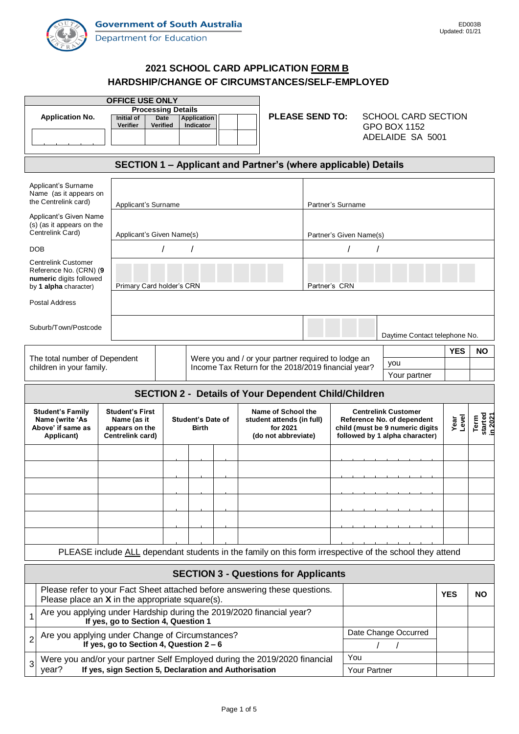Government of South Australia
Department for Education

ED003B
Updated: 01/21

# 2021 SCHOOL CARD APPLICATION FORM B
# HARDSHIP/CHANGE OF CIRCUMSTANCES/SELF-EMPLOYED

| OFFICE USE ONLY | | | | | |
|---|---|---|---|---|---|
| Application No. | Processing Details | | | | |
| | Initial of Verifier | Date Verified | Application Indicator | | |
| | | | | | |

**PLEASE SEND TO:** SCHOOL CARD SECTION
GPO BOX 1152
ADELAIDE SA 5001

## SECTION 1 – Applicant and Partner's (where applicable) Details

| | | |
|---|---|---|
| Applicant's Surname Name (as it appears on the Centrelink card) | Applicant's Surname | Partner's Surname |
| Applicant's Given Name (s) (as it appears on the Centrelink Card) | Applicant's Given Name(s) | Partner's Given Name(s) |
| DOB | / / | / / |
| Centrelink Customer Reference No. (CRN) (**9 numeric** digits followed by **1 alpha** character) | Primary Card holder's CRN | Partner's CRN |
| Postal Address | | |
| Suburb/Town/Postcode | | Daytime Contact telephone No. |

| The total number of Dependent children in your family. | | Were you and / or your partner required to lodge an Income Tax Return for the 2018/2019 financial year? | | YES | NO |
|---|---|---|---|---|---|
| | | | you | | |
| | | | Your partner | | |

## SECTION 2 - Details of Your Dependent Child/Children

| Student's Family Name (write 'As Above' if same as Applicant) | Student's First Name (as it appears on the Centrelink card) | Student's Date of Birth | Name of School the student attends (in full) for 2021 (do not abbreviate) | Centrelink Customer Reference No. of dependent child (must be 9 numeric digits followed by 1 alpha character) | Year Level | Term started in 2021 |
|---|---|---|---|---|---|---|
| | | | | | | |
| | | | | | | |
| | | | | | | |
| | | | | | | |
| | | | | | | |
| | | | | | | |

PLEASE include ALL dependant students in the family on this form irrespective of the school they attend

## SECTION 3 - Questions for Applicants

| | Please refer to your Fact Sheet attached before answering these questions. Please place an **X** in the appropriate square(s). | | YES | NO |
|---|---|---|---|---|
| 1 | Are you applying under Hardship during the 2019/2020 financial year? **If yes, go to Section 4, Question 1** | | | |
| 2 | Are you applying under Change of Circumstances? **If yes, go to Section 4, Question 2 – 6** | Date Change Occurred / / | | |
| 3 | Were you and/or your partner Self Employed during the 2019/2020 financial year? **If yes, sign Section 5, Declaration and Authorisation** | You | | |
| | | Your Partner | | |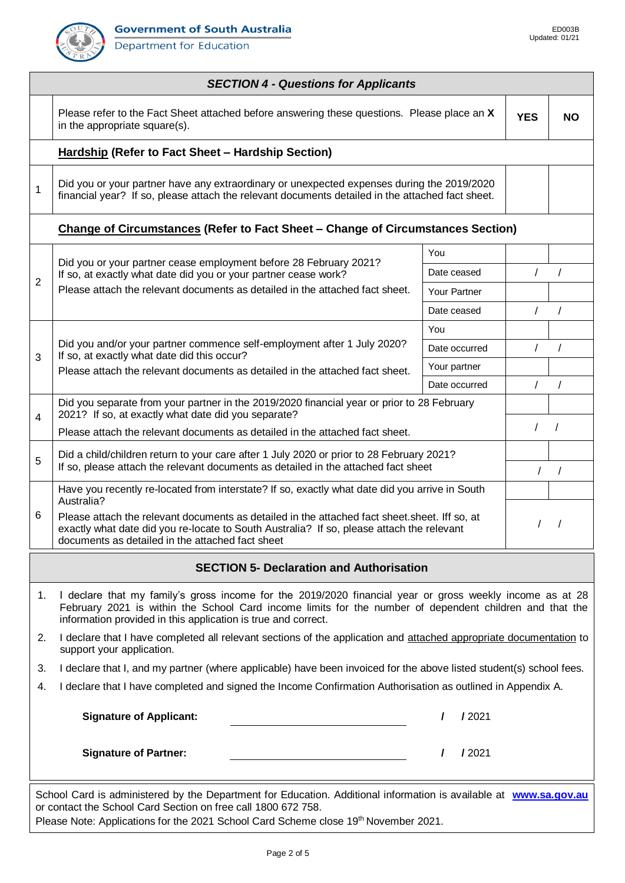Government of South Australia
Department for Education

ED003B
Updated: 01/21

## *SECTION 4 - Questions for Applicants*

| | Please refer to the Fact Sheet attached before answering these questions. Please place an **X** in the appropriate square(s). | | **YES** | **NO** |
|---|---|---|---|---|
| | **Hardship (Refer to Fact Sheet – Hardship Section)** | | | |
| 1 | Did you or your partner have any extraordinary or unexpected expenses during the 2019/2020 financial year? If so, please attach the relevant documents detailed in the attached fact sheet. | | | |
| | **Change of Circumstances (Refer to Fact Sheet – Change of Circumstances Section)** | | | |
| 2 | Did you or your partner cease employment before 28 February 2021? If so, at exactly what date did you or your partner cease work? Please attach the relevant documents as detailed in the attached fact sheet. | You | | |
| | | Date ceased | / / | |
| | | Your Partner | | |
| | | Date ceased | / / | |
| 3 | Did you and/or your partner commence self-employment after 1 July 2020? If so, at exactly what date did this occur? Please attach the relevant documents as detailed in the attached fact sheet. | You | | |
| | | Date occurred | / / | |
| | | Your partner | | |
| | | Date occurred | / / | |
| 4 | Did you separate from your partner in the 2019/2020 financial year or prior to 28 February 2021? If so, at exactly what date did you separate? Please attach the relevant documents as detailed in the attached fact sheet. | | | |
| | | | / / | |
| 5 | Did a child/children return to your care after 1 July 2020 or prior to 28 February 2021? If so, please attach the relevant documents as detailed in the attached fact sheet | | | |
| | | | / / | |
| 6 | Have you recently re-located from interstate? If so, exactly what date did you arrive in South Australia? Please attach the relevant documents as detailed in the attached fact sheet.sheet. Iff so, at exactly what date did you re-locate to South Australia? If so, please attach the relevant documents as detailed in the attached fact sheet | | | |
| | | | / / | |

## SECTION 5- Declaration and Authorisation

1. I declare that my family's gross income for the 2019/2020 financial year or gross weekly income as at 28 February 2021 is within the School Card income limits for the number of dependent children and that the information provided in this application is true and correct.
2. I declare that I have completed all relevant sections of the application and attached appropriate documentation to support your application.
3. I declare that I, and my partner (where applicable) have been invoiced for the above listed student(s) school fees.
4. I declare that I have completed and signed the Income Confirmation Authorisation as outlined in Appendix A.

**Signature of Applicant:** ____________________ **/ /** 2021

**Signature of Partner:** ____________________ **/ /** 2021

School Card is administered by the Department for Education. Additional information is available at **www.sa.gov.au** or contact the School Card Section on free call 1800 672 758.
Please Note: Applications for the 2021 School Card Scheme close 19th November 2021.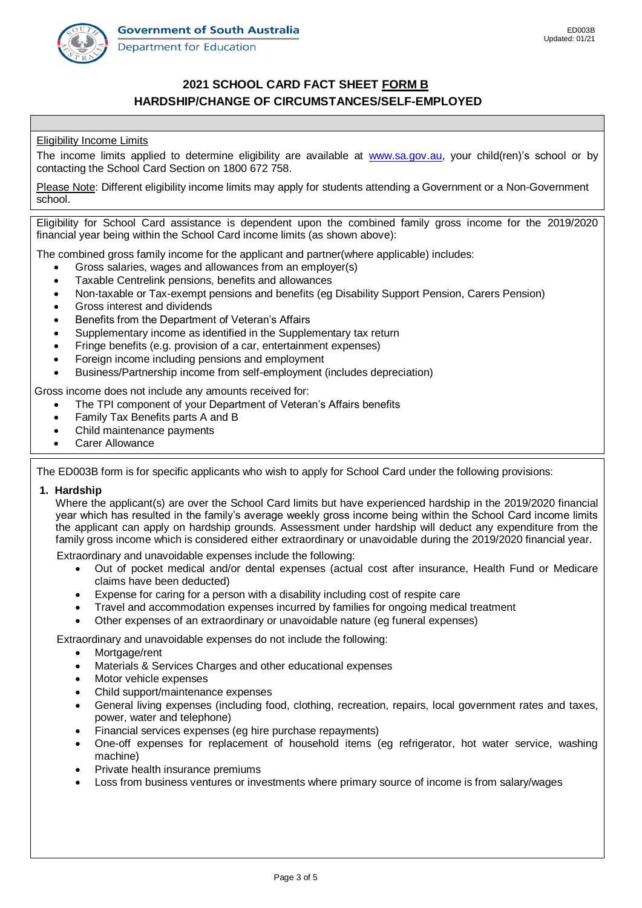Government of South Australia
Department for Education

ED003B
Updated: 01/21

# 2021 SCHOOL CARD FACT SHEET FORM B
## HARDSHIP/CHANGE OF CIRCUMSTANCES/SELF-EMPLOYED

Eligibility Income Limits

The income limits applied to determine eligibility are available at www.sa.gov.au, your child(ren)'s school or by contacting the School Card Section on 1800 672 758.

Please Note: Different eligibility income limits may apply for students attending a Government or a Non-Government school.

Eligibility for School Card assistance is dependent upon the combined family gross income for the 2019/2020 financial year being within the School Card income limits (as shown above):

The combined gross family income for the applicant and partner(where applicable) includes:

- Gross salaries, wages and allowances from an employer(s)
- Taxable Centrelink pensions, benefits and allowances
- Non-taxable or Tax-exempt pensions and benefits (eg Disability Support Pension, Carers Pension)
- Gross interest and dividends
- Benefits from the Department of Veteran's Affairs
- Supplementary income as identified in the Supplementary tax return
- Fringe benefits (e.g. provision of a car, entertainment expenses)
- Foreign income including pensions and employment
- Business/Partnership income from self-employment (includes depreciation)

Gross income does not include any amounts received for:

- The TPI component of your Department of Veteran's Affairs benefits
- Family Tax Benefits parts A and B
- Child maintenance payments
- Carer Allowance

The ED003B form is for specific applicants who wish to apply for School Card under the following provisions:

1. **Hardship**

   Where the applicant(s) are over the School Card limits but have experienced hardship in the 2019/2020 financial year which has resulted in the family's average weekly gross income being within the School Card income limits the applicant can apply on hardship grounds. Assessment under hardship will deduct any expenditure from the family gross income which is considered either extraordinary or unavoidable during the 2019/2020 financial year.

   Extraordinary and unavoidable expenses include the following:

   - Out of pocket medical and/or dental expenses (actual cost after insurance, Health Fund or Medicare claims have been deducted)
   - Expense for caring for a person with a disability including cost of respite care
   - Travel and accommodation expenses incurred by families for ongoing medical treatment
   - Other expenses of an extraordinary or unavoidable nature (eg funeral expenses)

   Extraordinary and unavoidable expenses do not include the following:

   - Mortgage/rent
   - Materials & Services Charges and other educational expenses
   - Motor vehicle expenses
   - Child support/maintenance expenses
   - General living expenses (including food, clothing, recreation, repairs, local government rates and taxes, power, water and telephone)
   - Financial services expenses (eg hire purchase repayments)
   - One-off expenses for replacement of household items (eg refrigerator, hot water service, washing machine)
   - Private health insurance premiums
   - Loss from business ventures or investments where primary source of income is from salary/wages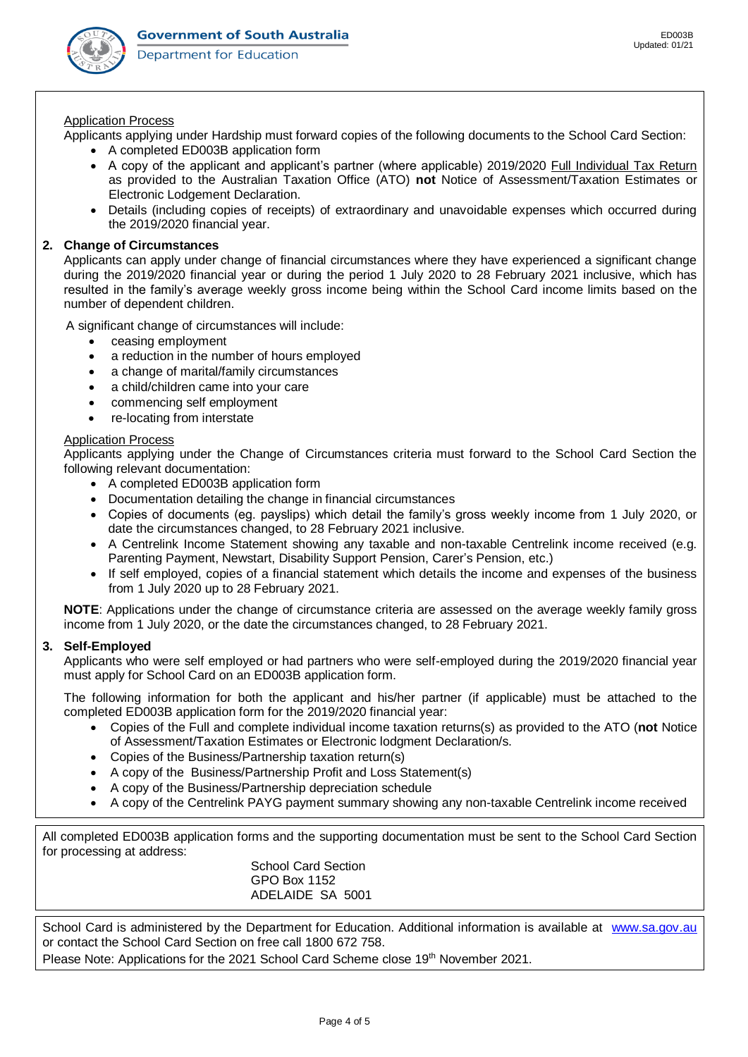Application Process

Applicants applying under Hardship must forward copies of the following documents to the School Card Section:

- A completed ED003B application form
- A copy of the applicant and applicant's partner (where applicable) 2019/2020 Full Individual Tax Return as provided to the Australian Taxation Office (ATO) **not** Notice of Assessment/Taxation Estimates or Electronic Lodgement Declaration.
- Details (including copies of receipts) of extraordinary and unavoidable expenses which occurred during the 2019/2020 financial year.

**2. Change of Circumstances**

Applicants can apply under change of financial circumstances where they have experienced a significant change during the 2019/2020 financial year or during the period 1 July 2020 to 28 February 2021 inclusive, which has resulted in the family's average weekly gross income being within the School Card income limits based on the number of dependent children.

A significant change of circumstances will include:

- ceasing employment
- a reduction in the number of hours employed
- a change of marital/family circumstances
- a child/children came into your care
- commencing self employment
- re-locating from interstate

Application Process

Applicants applying under the Change of Circumstances criteria must forward to the School Card Section the following relevant documentation:

- A completed ED003B application form
- Documentation detailing the change in financial circumstances
- Copies of documents (eg. payslips) which detail the family's gross weekly income from 1 July 2020, or date the circumstances changed, to 28 February 2021 inclusive.
- A Centrelink Income Statement showing any taxable and non-taxable Centrelink income received (e.g. Parenting Payment, Newstart, Disability Support Pension, Carer's Pension, etc.)
- If self employed, copies of a financial statement which details the income and expenses of the business from 1 July 2020 up to 28 February 2021.

**NOTE**: Applications under the change of circumstance criteria are assessed on the average weekly family gross income from 1 July 2020, or the date the circumstances changed, to 28 February 2021.

**3. Self-Employed**

Applicants who were self employed or had partners who were self-employed during the 2019/2020 financial year must apply for School Card on an ED003B application form.

The following information for both the applicant and his/her partner (if applicable) must be attached to the completed ED003B application form for the 2019/2020 financial year:

- Copies of the Full and complete individual income taxation returns(s) as provided to the ATO (**not** Notice of Assessment/Taxation Estimates or Electronic lodgment Declaration/s.
- Copies of the Business/Partnership taxation return(s)
- A copy of the Business/Partnership Profit and Loss Statement(s)
- A copy of the Business/Partnership depreciation schedule
- A copy of the Centrelink PAYG payment summary showing any non-taxable Centrelink income received

All completed ED003B application forms and the supporting documentation must be sent to the School Card Section for processing at address:

School Card Section
GPO Box 1152
ADELAIDE SA 5001

School Card is administered by the Department for Education. Additional information is available at www.sa.gov.au or contact the School Card Section on free call 1800 672 758.

Please Note: Applications for the 2021 School Card Scheme close 19th November 2021.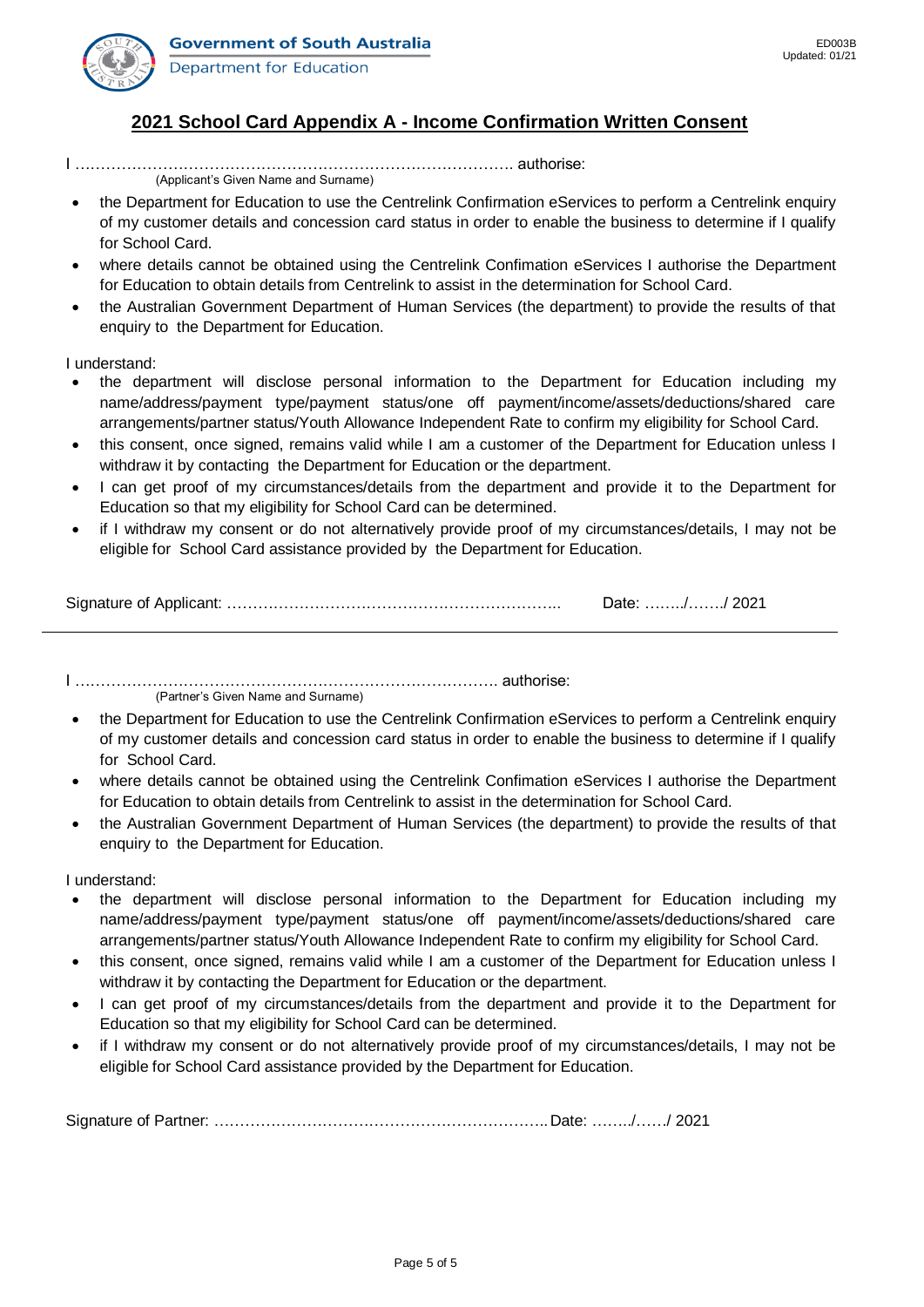Government of South Australia
Department for Education

ED003B
Updated: 01/21

## 2021 School Card Appendix A - Income Confirmation Written Consent

I ……………………………………………………………………………. authorise:
(Applicant's Given Name and Surname)

- the Department for Education to use the Centrelink Confirmation eServices to perform a Centrelink enquiry of my customer details and concession card status in order to enable the business to determine if I qualify for School Card.
- where details cannot be obtained using the Centrelink Confimation eServices I authorise the Department for Education to obtain details from Centrelink to assist in the determination for School Card.
- the Australian Government Department of Human Services (the department) to provide the results of that enquiry to the Department for Education.

I understand:

- the department will disclose personal information to the Department for Education including my name/address/payment type/payment status/one off payment/income/assets/deductions/shared care arrangements/partner status/Youth Allowance Independent Rate to confirm my eligibility for School Card.
- this consent, once signed, remains valid while I am a customer of the Department for Education unless I withdraw it by contacting the Department for Education or the department.
- I can get proof of my circumstances/details from the department and provide it to the Department for Education so that my eligibility for School Card can be determined.
- if I withdraw my consent or do not alternatively provide proof of my circumstances/details, I may not be eligible for School Card assistance provided by the Department for Education.

Signature of Applicant: ………………………………………………………….. Date: ……../……./ 2021

---

I ……………………………………………………………………………. authorise:
(Partner's Given Name and Surname)

- the Department for Education to use the Centrelink Confirmation eServices to perform a Centrelink enquiry of my customer details and concession card status in order to enable the business to determine if I qualify for School Card.
- where details cannot be obtained using the Centrelink Confimation eServices I authorise the Department for Education to obtain details from Centrelink to assist in the determination for School Card.
- the Australian Government Department of Human Services (the department) to provide the results of that enquiry to the Department for Education.

I understand:

- the department will disclose personal information to the Department for Education including my name/address/payment type/payment status/one off payment/income/assets/deductions/shared care arrangements/partner status/Youth Allowance Independent Rate to confirm my eligibility for School Card.
- this consent, once signed, remains valid while I am a customer of the Department for Education unless I withdraw it by contacting the Department for Education or the department.
- I can get proof of my circumstances/details from the department and provide it to the Department for Education so that my eligibility for School Card can be determined.
- if I withdraw my consent or do not alternatively provide proof of my circumstances/details, I may not be eligible for School Card assistance provided by the Department for Education.

Signature of Partner: ………………………………………………………….. Date: ……../……/ 2021